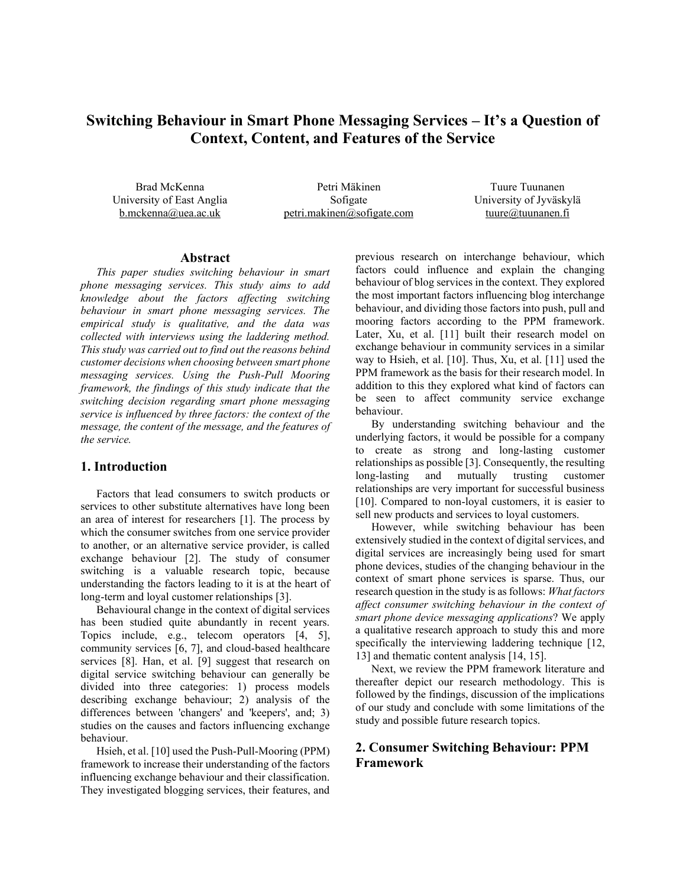# Switching Behaviour in Smart Phone Messaging Services – It's a Question of Context, Content, and Features of the Service

Brad McKenna  
University of East Anglia  
b.mckenna@uea.ac.uk

Petri Mäkinen  
Sofigate  
petri.makinen@sofigate.com

Tuure Tuunanen  
University of Jyväskylä  
tuure@tuunanen.fi

## Abstract

*This paper studies switching behaviour in smart phone messaging services. This study aims to add knowledge about the factors affecting switching behaviour in smart phone messaging services. The empirical study is qualitative, and the data was collected with interviews using the laddering method. This study was carried out to find out the reasons behind customer decisions when choosing between smart phone messaging services. Using the Push-Pull Mooring framework, the findings of this study indicate that the switching decision regarding smart phone messaging service is influenced by three factors: the context of the message, the content of the message, and the features of the service.*

## 1. Introduction

Factors that lead consumers to switch products or services to other substitute alternatives have long been an area of interest for researchers [1]. The process by which the consumer switches from one service provider to another, or an alternative service provider, is called exchange behaviour [2]. The study of consumer switching is a valuable research topic, because understanding the factors leading to it is at the heart of long-term and loyal customer relationships [3].

Behavioural change in the context of digital services has been studied quite abundantly in recent years. Topics include, e.g., telecom operators [4, 5], community services [6, 7], and cloud-based healthcare services [8]. Han, et al. [9] suggest that research on digital service switching behaviour can generally be divided into three categories: 1) process models describing exchange behaviour; 2) analysis of the differences between 'changers' and 'keepers', and; 3) studies on the causes and factors influencing exchange behaviour.

Hsieh, et al. [10] used the Push-Pull-Mooring (PPM) framework to increase their understanding of the factors influencing exchange behaviour and their classification. They investigated blogging services, their features, and previous research on interchange behaviour, which factors could influence and explain the changing behaviour of blog services in the context. They explored the most important factors influencing blog interchange behaviour, and dividing those factors into push, pull and mooring factors according to the PPM framework. Later, Xu, et al. [11] built their research model on exchange behaviour in community services in a similar way to Hsieh, et al. [10]. Thus, Xu, et al. [11] used the PPM framework as the basis for their research model. In addition to this they explored what kind of factors can be seen to affect community service exchange behaviour.

By understanding switching behaviour and the underlying factors, it would be possible for a company to create as strong and long-lasting customer relationships as possible [3]. Consequently, the resulting long-lasting and mutually trusting customer relationships are very important for successful business [10]. Compared to non-loyal customers, it is easier to sell new products and services to loyal customers.

However, while switching behaviour has been extensively studied in the context of digital services, and digital services are increasingly being used for smart phone devices, studies of the changing behaviour in the context of smart phone services is sparse. Thus, our research question in the study is as follows: *What factors affect consumer switching behaviour in the context of smart phone device messaging applications*? We apply a qualitative research approach to study this and more specifically the interviewing laddering technique [12, 13] and thematic content analysis [14, 15].

Next, we review the PPM framework literature and thereafter depict our research methodology. This is followed by the findings, discussion of the implications of our study and conclude with some limitations of the study and possible future research topics.

## 2. Consumer Switching Behaviour: PPM Framework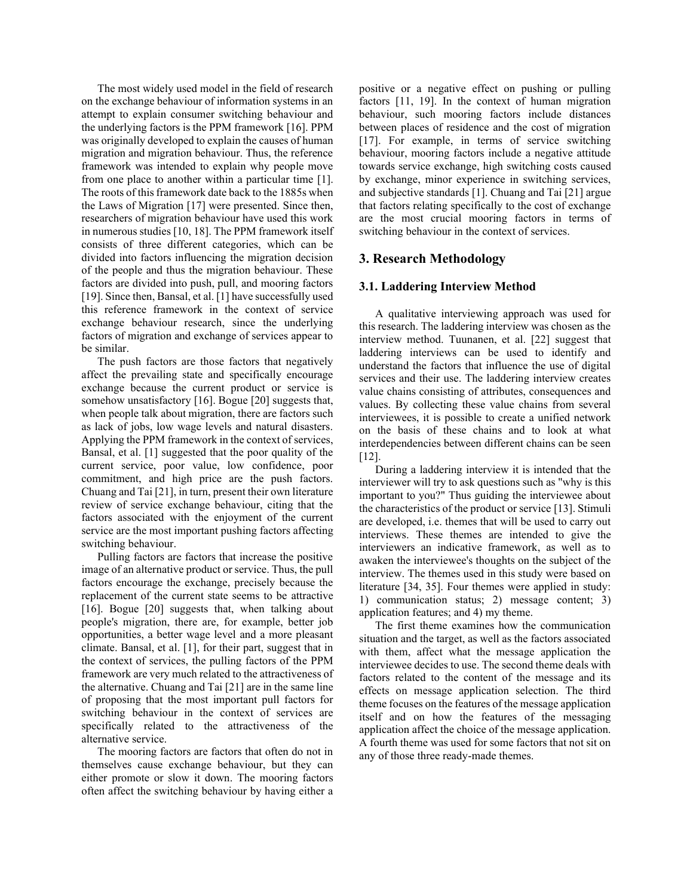The most widely used model in the field of research on the exchange behaviour of information systems in an attempt to explain consumer switching behaviour and the underlying factors is the PPM framework [16]. PPM was originally developed to explain the causes of human migration and migration behaviour. Thus, the reference framework was intended to explain why people move from one place to another within a particular time [1]. The roots of this framework date back to the 1885s when the Laws of Migration [17] were presented. Since then, researchers of migration behaviour have used this work in numerous studies [10, 18]. The PPM framework itself consists of three different categories, which can be divided into factors influencing the migration decision of the people and thus the migration behaviour. These factors are divided into push, pull, and mooring factors [19]. Since then, Bansal, et al. [1] have successfully used this reference framework in the context of service exchange behaviour research, since the underlying factors of migration and exchange of services appear to be similar.

The push factors are those factors that negatively affect the prevailing state and specifically encourage exchange because the current product or service is somehow unsatisfactory [16]. Bogue [20] suggests that, when people talk about migration, there are factors such as lack of jobs, low wage levels and natural disasters. Applying the PPM framework in the context of services, Bansal, et al. [1] suggested that the poor quality of the current service, poor value, low confidence, poor commitment, and high price are the push factors. Chuang and Tai [21], in turn, present their own literature review of service exchange behaviour, citing that the factors associated with the enjoyment of the current service are the most important pushing factors affecting switching behaviour.

Pulling factors are factors that increase the positive image of an alternative product or service. Thus, the pull factors encourage the exchange, precisely because the replacement of the current state seems to be attractive [16]. Bogue [20] suggests that, when talking about people's migration, there are, for example, better job opportunities, a better wage level and a more pleasant climate. Bansal, et al. [1], for their part, suggest that in the context of services, the pulling factors of the PPM framework are very much related to the attractiveness of the alternative. Chuang and Tai [21] are in the same line of proposing that the most important pull factors for switching behaviour in the context of services are specifically related to the attractiveness of the alternative service.

The mooring factors are factors that often do not in themselves cause exchange behaviour, but they can either promote or slow it down. The mooring factors often affect the switching behaviour by having either a positive or a negative effect on pushing or pulling factors [11, 19]. In the context of human migration behaviour, such mooring factors include distances between places of residence and the cost of migration [17]. For example, in terms of service switching behaviour, mooring factors include a negative attitude towards service exchange, high switching costs caused by exchange, minor experience in switching services, and subjective standards [1]. Chuang and Tai [21] argue that factors relating specifically to the cost of exchange are the most crucial mooring factors in terms of switching behaviour in the context of services.

## 3. Research Methodology

### 3.1. Laddering Interview Method

A qualitative interviewing approach was used for this research. The laddering interview was chosen as the interview method. Tuunanen, et al. [22] suggest that laddering interviews can be used to identify and understand the factors that influence the use of digital services and their use. The laddering interview creates value chains consisting of attributes, consequences and values. By collecting these value chains from several interviewees, it is possible to create a unified network on the basis of these chains and to look at what interdependencies between different chains can be seen [12].

During a laddering interview it is intended that the interviewer will try to ask questions such as "why is this important to you?" Thus guiding the interviewee about the characteristics of the product or service [13]. Stimuli are developed, i.e. themes that will be used to carry out interviews. These themes are intended to give the interviewers an indicative framework, as well as to awaken the interviewee's thoughts on the subject of the interview. The themes used in this study were based on literature [34, 35]. Four themes were applied in study: 1) communication status; 2) message content; 3) application features; and 4) my theme.

The first theme examines how the communication situation and the target, as well as the factors associated with them, affect what the message application the interviewee decides to use. The second theme deals with factors related to the content of the message and its effects on message application selection. The third theme focuses on the features of the message application itself and on how the features of the messaging application affect the choice of the message application. A fourth theme was used for some factors that not sit on any of those three ready-made themes.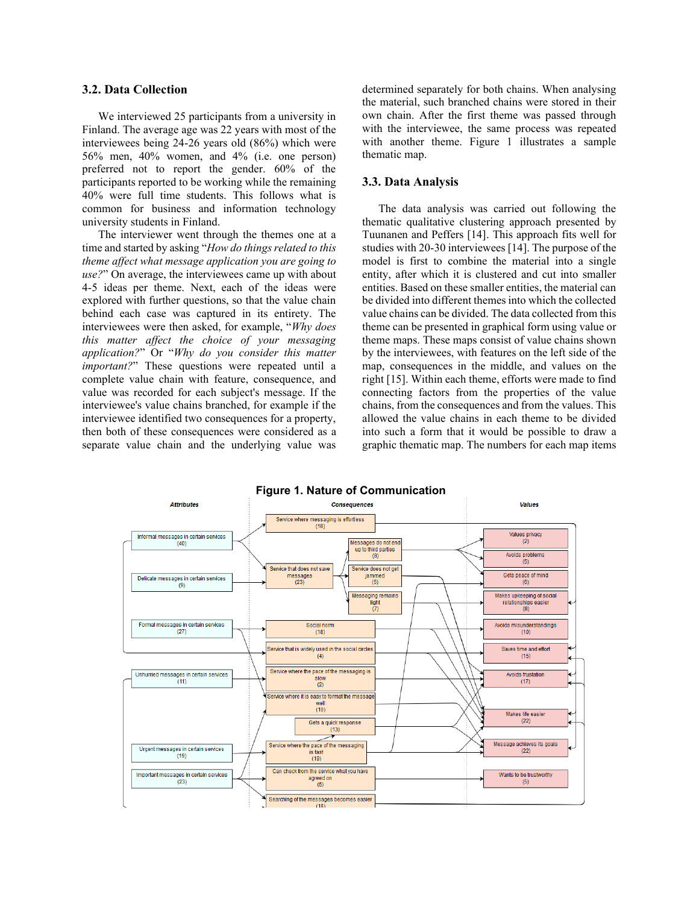### 3.2. Data Collection

We interviewed 25 participants from a university in Finland. The average age was 22 years with most of the interviewees being 24-26 years old (86%) which were 56% men, 40% women, and 4% (i.e. one person) preferred not to report the gender. 60% of the participants reported to be working while the remaining 40% were full time students. This follows what is common for business and information technology university students in Finland.

The interviewer went through the themes one at a time and started by asking "*How do things related to this theme affect what message application you are going to use?*" On average, the interviewees came up with about 4-5 ideas per theme. Next, each of the ideas were explored with further questions, so that the value chain behind each case was captured in its entirety. The interviewees were then asked, for example, "*Why does this matter affect the choice of your messaging application?*" Or "*Why do you consider this matter important?*" These questions were repeated until a complete value chain with feature, consequence, and value was recorded for each subject's message. If the interviewee's value chains branched, for example if the interviewee identified two consequences for a property, then both of these consequences were considered as a separate value chain and the underlying value was determined separately for both chains. When analysing the material, such branched chains were stored in their own chain. After the first theme was passed through with the interviewee, the same process was repeated with another theme. Figure 1 illustrates a sample thematic map.

### 3.3. Data Analysis

The data analysis was carried out following the thematic qualitative clustering approach presented by Tuunanen and Peffers [14]. This approach fits well for studies with 20-30 interviewees [14]. The purpose of the model is first to combine the material into a single entity, after which it is clustered and cut into smaller entities. Based on these smaller entities, the material can be divided into different themes into which the collected value chains can be divided. The data collected from this theme can be presented in graphical form using value or theme maps. These maps consist of value chains shown by the interviewees, with features on the left side of the map, consequences in the middle, and values on the right [15]. Within each theme, efforts were made to find connecting factors from the properties of the value chains, from the consequences and from the values. This allowed the value chains in each theme to be divided into such a form that it would be possible to draw a graphic thematic map. The numbers for each map items

**Figure 1. Nature of Communication**

| Attributes | Consequences | Values |
|---|---|---|
| Informal messages in certain services (40) | Service where messaging is effortless (18) | Values privacy (2) |
| Delicate messages in certain services (9) | Service that does not save messages (23) | Avoids problems (5) |
| Formal messages in certain services (27) | Messages do not end up to third parties (8) | Gets peace of mind (6) |
| Unhurried messages in certain services (11) | Service does not get jammed (5) | Makes upkeeping of social relationships easier (8) |
| Urgent messages in certain services (19) | Messaging remains light (7) | Avoids misunderstandings (10) |
| Important messages in certain services (23) | Social norm (18) | Saves time and effort (15) |
| | Service that is widely used in the social circles (4) | Avoids frustration (17) |
| | Service where the pace of the messaging is slow (2) | Makes life easier (22) |
| | Service where it is easy to format the message well (10) | Message achieves its goals (22) |
| | Gets a quick response (13) | Wants to be trustworthy (5) |
| | Service where the pace of the messaging is fast (19) | |
| | Can check from the service what you have agreed on (5) | |
| | Searching of the messages becomes easier (18) | |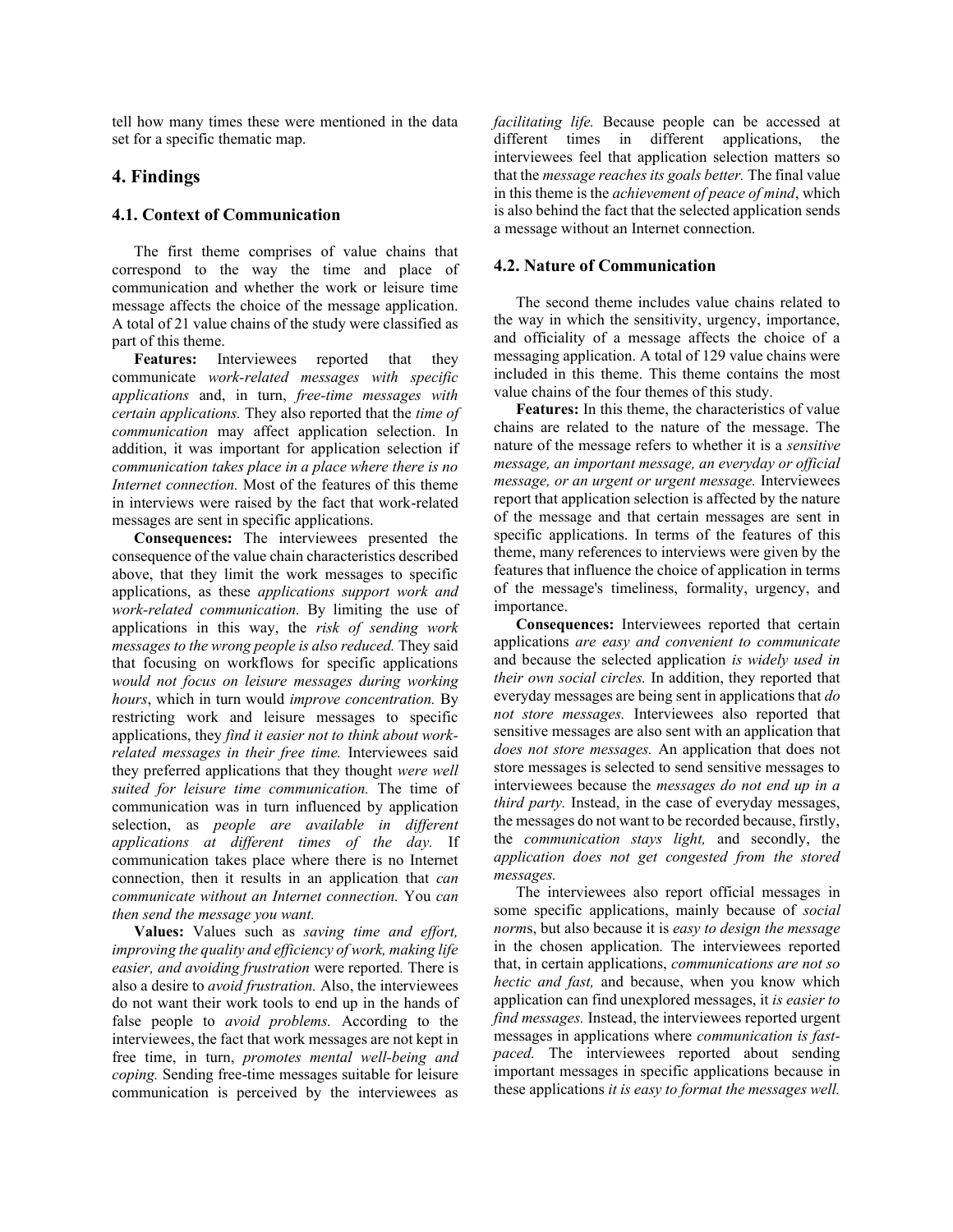tell how many times these were mentioned in the data set for a specific thematic map.

## 4. Findings

### 4.1. Context of Communication

The first theme comprises of value chains that correspond to the way the time and place of communication and whether the work or leisure time message affects the choice of the message application. A total of 21 value chains of the study were classified as part of this theme.

**Features:** Interviewees reported that they communicate *work-related messages with specific applications* and, in turn, *free-time messages with certain applications.* They also reported that the *time of communication* may affect application selection. In addition, it was important for application selection if *communication takes place in a place where there is no Internet connection.* Most of the features of this theme in interviews were raised by the fact that work-related messages are sent in specific applications.

**Consequences:** The interviewees presented the consequence of the value chain characteristics described above, that they limit the work messages to specific applications, as these *applications support work and work-related communication.* By limiting the use of applications in this way, the *risk of sending work messages to the wrong people is also reduced.* They said that focusing on workflows for specific applications *would not focus on leisure messages during working hours*, which in turn would *improve concentration.* By restricting work and leisure messages to specific applications, they *find it easier not to think about work-related messages in their free time.* Interviewees said they preferred applications that they thought *were well suited for leisure time communication.* The time of communication was in turn influenced by application selection, as *people are available in different applications at different times of the day.* If communication takes place where there is no Internet connection, then it results in an application that *can communicate without an Internet connection.* You *can then send the message you want.*

**Values:** Values such as *saving time and effort, improving the quality and efficiency of work, making life easier, and avoiding frustration* were reported. There is also a desire to *avoid frustration.* Also, the interviewees do not want their work tools to end up in the hands of false people to *avoid problems.* According to the interviewees, the fact that work messages are not kept in free time, in turn, *promotes mental well-being and coping.* Sending free-time messages suitable for leisure communication is perceived by the interviewees as *facilitating life.* Because people can be accessed at different times in different applications, the interviewees feel that application selection matters so that the *message reaches its goals better.* The final value in this theme is the *achievement of peace of mind*, which is also behind the fact that the selected application sends a message without an Internet connection.

### 4.2. Nature of Communication

The second theme includes value chains related to the way in which the sensitivity, urgency, importance, and officiality of a message affects the choice of a messaging application. A total of 129 value chains were included in this theme. This theme contains the most value chains of the four themes of this study.

**Features:** In this theme, the characteristics of value chains are related to the nature of the message. The nature of the message refers to whether it is a *sensitive message, an important message, an everyday or official message, or an urgent or urgent message.* Interviewees report that application selection is affected by the nature of the message and that certain messages are sent in specific applications. In terms of the features of this theme, many references to interviews were given by the features that influence the choice of application in terms of the message's timeliness, formality, urgency, and importance.

**Consequences:** Interviewees reported that certain applications *are easy and convenient to communicate* and because the selected application *is widely used in their own social circles.* In addition, they reported that everyday messages are being sent in applications that *do not store messages.* Interviewees also reported that sensitive messages are also sent with an application that *does not store messages.* An application that does not store messages is selected to send sensitive messages to interviewees because the *messages do not end up in a third party.* Instead, in the case of everyday messages, the messages do not want to be recorded because, firstly, the *communication stays light,* and secondly, the *application does not get congested from the stored messages.*

The interviewees also report official messages in some specific applications, mainly because of *social norm*s, but also because it is *easy to design the message* in the chosen application*.* The interviewees reported that, in certain applications, *communications are not so hectic and fast,* and because, when you know which application can find unexplored messages, it *is easier to find messages.* Instead, the interviewees reported urgent messages in applications where *communication is fast-paced.* The interviewees reported about sending important messages in specific applications because in these applications *it is easy to format the messages well.*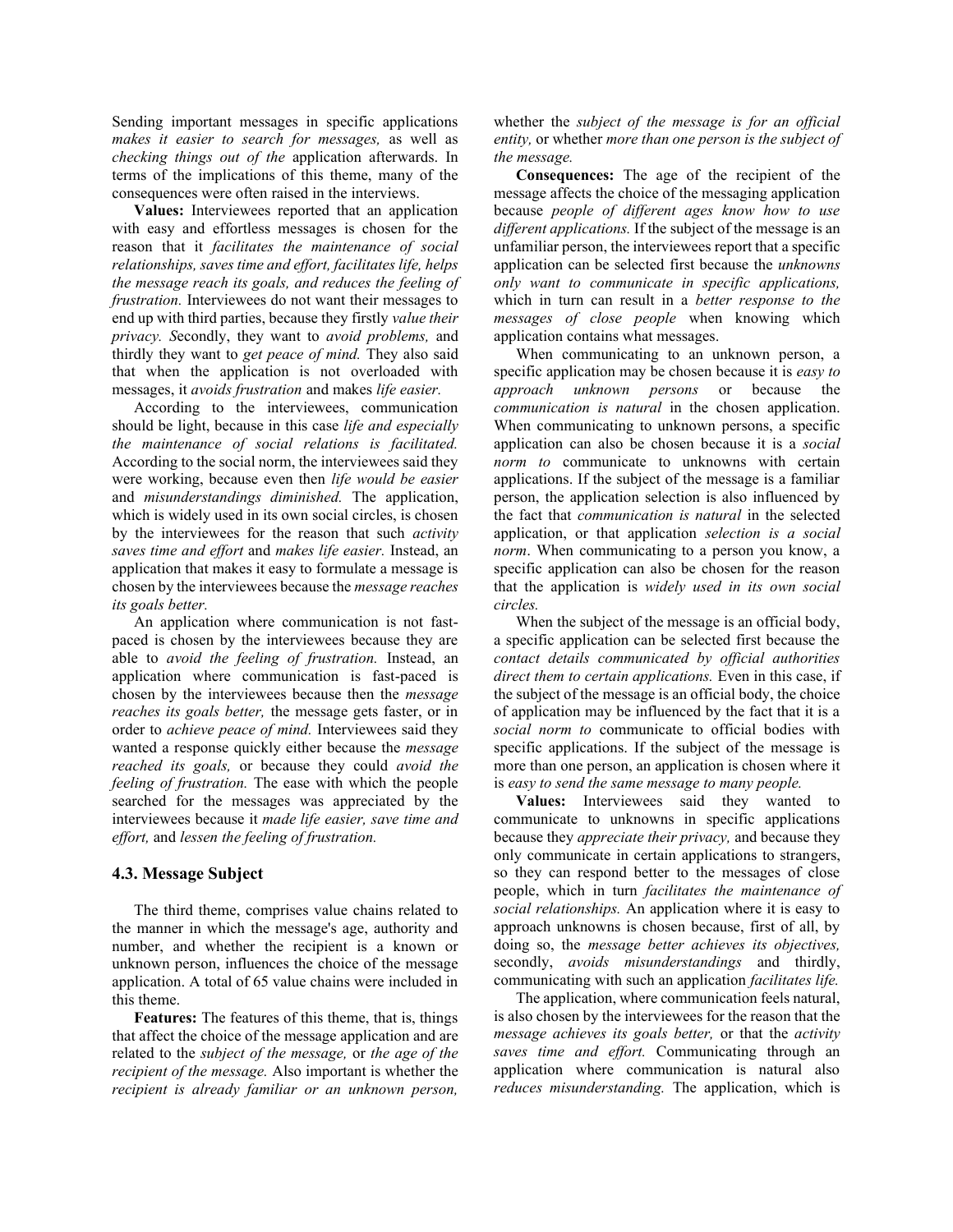Sending important messages in specific applications *makes it easier to search for messages,* as well as *checking things out of the* application afterwards. In terms of the implications of this theme, many of the consequences were often raised in the interviews.

**Values:** Interviewees reported that an application with easy and effortless messages is chosen for the reason that it *facilitates the maintenance of social relationships, saves time and effort, facilitates life, helps the message reach its goals, and reduces the feeling of frustration.* Interviewees do not want their messages to end up with third parties, because they firstly *value their privacy. S*econdly, they want to *avoid problems,* and thirdly they want to *get peace of mind.* They also said that when the application is not overloaded with messages, it *avoids frustration* and makes *life easier.*

According to the interviewees, communication should be light, because in this case *life and especially the maintenance of social relations is facilitated.* According to the social norm, the interviewees said they were working, because even then *life would be easier* and *misunderstandings diminished.* The application, which is widely used in its own social circles, is chosen by the interviewees for the reason that such *activity saves time and effort* and *makes life easier.* Instead, an application that makes it easy to formulate a message is chosen by the interviewees because the *message reaches its goals better.*

An application where communication is not fast-paced is chosen by the interviewees because they are able to *avoid the feeling of frustration.* Instead, an application where communication is fast-paced is chosen by the interviewees because then the *message reaches its goals better,* the message gets faster, or in order to *achieve peace of mind.* Interviewees said they wanted a response quickly either because the *message reached its goals,* or because they could *avoid the feeling of frustration.* The ease with which the people searched for the messages was appreciated by the interviewees because it *made life easier, save time and effort,* and *lessen the feeling of frustration.*

### 4.3. Message Subject

The third theme, comprises value chains related to the manner in which the message's age, authority and number, and whether the recipient is a known or unknown person, influences the choice of the message application. A total of 65 value chains were included in this theme.

**Features:** The features of this theme, that is, things that affect the choice of the message application and are related to the *subject of the message,* or *the age of the recipient of the message.* Also important is whether the *recipient is already familiar or an unknown person,* whether the *subject of the message is for an official entity,* or whether *more than one person is the subject of the message.*

**Consequences:** The age of the recipient of the message affects the choice of the messaging application because *people of different ages know how to use different applications.* If the subject of the message is an unfamiliar person, the interviewees report that a specific application can be selected first because the *unknowns only want to communicate in specific applications,* which in turn can result in a *better response to the messages of close people* when knowing which application contains what messages.

When communicating to an unknown person, a specific application may be chosen because it is *easy to approach unknown persons* or because the *communication is natural* in the chosen application. When communicating to unknown persons, a specific application can also be chosen because it is a *social norm to* communicate to unknowns with certain applications. If the subject of the message is a familiar person, the application selection is also influenced by the fact that *communication is natural* in the selected application, or that application *selection is a social norm*. When communicating to a person you know, a specific application can also be chosen for the reason that the application is *widely used in its own social circles.*

When the subject of the message is an official body, a specific application can be selected first because the *contact details communicated by official authorities direct them to certain applications.* Even in this case, if the subject of the message is an official body, the choice of application may be influenced by the fact that it is a *social norm to* communicate to official bodies with specific applications. If the subject of the message is more than one person, an application is chosen where it is *easy to send the same message to many people.*

**Values:** Interviewees said they wanted to communicate to unknowns in specific applications because they *appreciate their privacy,* and because they only communicate in certain applications to strangers, so they can respond better to the messages of close people, which in turn *facilitates the maintenance of social relationships.* An application where it is easy to approach unknowns is chosen because, first of all, by doing so, the *message better achieves its objectives,* secondly, *avoids misunderstandings* and thirdly, communicating with such an application *facilitates life.*

The application, where communication feels natural, is also chosen by the interviewees for the reason that the *message achieves its goals better,* or that the *activity saves time and effort.* Communicating through an application where communication is natural also *reduces misunderstanding.* The application, which is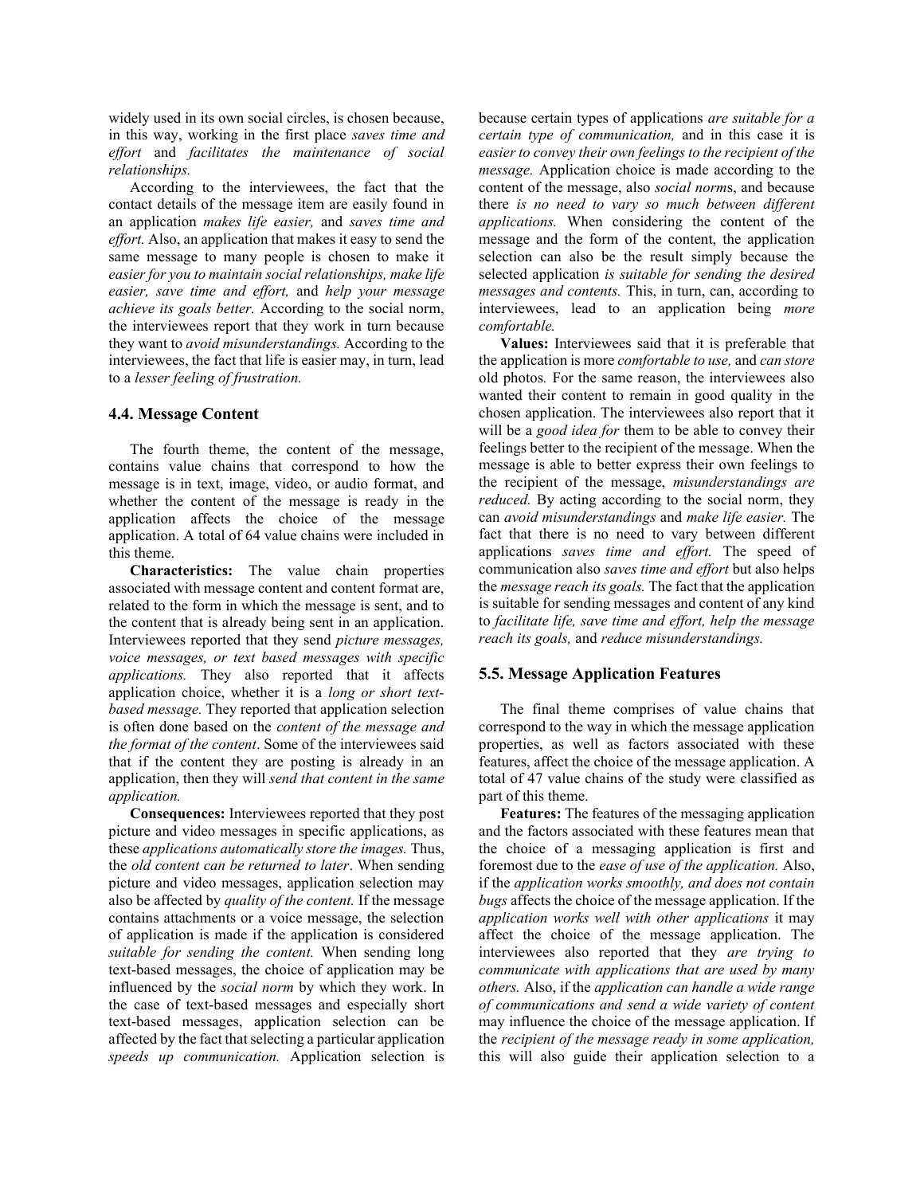widely used in its own social circles, is chosen because, in this way, working in the first place *saves time and effort* and *facilitates the maintenance of social relationships.*

According to the interviewees, the fact that the contact details of the message item are easily found in an application *makes life easier,* and *saves time and effort.* Also, an application that makes it easy to send the same message to many people is chosen to make it *easier for you to maintain social relationships, make life easier, save time and effort,* and *help your message achieve its goals better.* According to the social norm, the interviewees report that they work in turn because they want to *avoid misunderstandings.* According to the interviewees, the fact that life is easier may, in turn, lead to a *lesser feeling of frustration.*

### 4.4. Message Content

The fourth theme, the content of the message, contains value chains that correspond to how the message is in text, image, video, or audio format, and whether the content of the message is ready in the application affects the choice of the message application. A total of 64 value chains were included in this theme.

**Characteristics:** The value chain properties associated with message content and content format are, related to the form in which the message is sent, and to the content that is already being sent in an application. Interviewees reported that they send *picture messages, voice messages, or text based messages with specific applications.* They also reported that it affects application choice, whether it is a *long or short text-based message.* They reported that application selection is often done based on the *content of the message and the format of the content*. Some of the interviewees said that if the content they are posting is already in an application, then they will *send that content in the same application.*

**Consequences:** Interviewees reported that they post picture and video messages in specific applications, as these *applications automatically store the images.* Thus, the *old content can be returned to later*. When sending picture and video messages, application selection may also be affected by *quality of the content.* If the message contains attachments or a voice message, the selection of application is made if the application is considered *suitable for sending the content.* When sending long text-based messages, the choice of application may be influenced by the *social norm* by which they work. In the case of text-based messages and especially short text-based messages, application selection can be affected by the fact that selecting a particular application *speeds up communication.* Application selection is because certain types of applications *are suitable for a certain type of communication,* and in this case it is *easier to convey their own feelings to the recipient of the message.* Application choice is made according to the content of the message, also *social norm*s, and because there *is no need to vary so much between different applications.* When considering the content of the message and the form of the content, the application selection can also be the result simply because the selected application *is suitable for sending the desired messages and contents.* This, in turn, can, according to interviewees, lead to an application being *more comfortable.*

**Values:** Interviewees said that it is preferable that the application is more *comfortable to use,* and *can store* old photos*.* For the same reason, the interviewees also wanted their content to remain in good quality in the chosen application. The interviewees also report that it will be a *good idea for* them to be able to convey their feelings better to the recipient of the message. When the message is able to better express their own feelings to the recipient of the message, *misunderstandings are reduced.* By acting according to the social norm, they can *avoid misunderstandings* and *make life easier.* The fact that there is no need to vary between different applications *saves time and effort.* The speed of communication also *saves time and effort* but also helps the *message reach its goals.* The fact that the application is suitable for sending messages and content of any kind to *facilitate life, save time and effort, help the message reach its goals,* and *reduce misunderstandings.*

### 5.5. Message Application Features

The final theme comprises of value chains that correspond to the way in which the message application properties, as well as factors associated with these features, affect the choice of the message application. A total of 47 value chains of the study were classified as part of this theme.

**Features:** The features of the messaging application and the factors associated with these features mean that the choice of a messaging application is first and foremost due to the *ease of use of the application.* Also, if the *application works smoothly, and does not contain bugs* affects the choice of the message application. If the *application works well with other applications* it may affect the choice of the message application. The interviewees also reported that they *are trying to communicate with applications that are used by many others.* Also, if the *application can handle a wide range of communications and send a wide variety of content* may influence the choice of the message application. If the *recipient of the message ready in some application,* this will also guide their application selection to a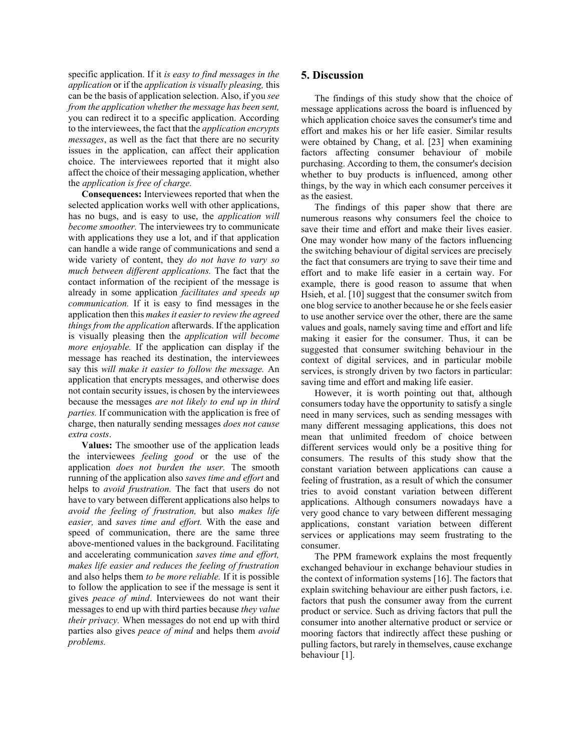specific application. If it *is easy to find messages in the application* or if the *application is visually pleasing,* this can be the basis of application selection. Also, if you *see from the application whether the message has been sent,* you can redirect it to a specific application. According to the interviewees, the fact that the *application encrypts messages*, as well as the fact that there are no security issues in the application, can affect their application choice. The interviewees reported that it might also affect the choice of their messaging application, whether the *application is free of charge.*

**Consequences:** Interviewees reported that when the selected application works well with other applications, has no bugs, and is easy to use, the *application will become smoother.* The interviewees try to communicate with applications they use a lot, and if that application can handle a wide range of communications and send a wide variety of content, they *do not have to vary so much between different applications.* The fact that the contact information of the recipient of the message is already in some application *facilitates and speeds up communication.* If it is easy to find messages in the application then this *makes it easier to review the agreed things from the application* afterwards. If the application is visually pleasing then the *application will become more enjoyable.* If the application can display if the message has reached its destination, the interviewees say this *will make it easier to follow the message.* An application that encrypts messages, and otherwise does not contain security issues, is chosen by the interviewees because the messages *are not likely to end up in third parties.* If communication with the application is free of charge, then naturally sending messages *does not cause extra costs*.

**Values:** The smoother use of the application leads the interviewees *feeling good* or the use of the application *does not burden the user.* The smooth running of the application also *saves time and effort* and helps to *avoid frustration.* The fact that users do not have to vary between different applications also helps to *avoid the feeling of frustration,* but also *makes life easier,* and *saves time and effort.* With the ease and speed of communication, there are the same three above-mentioned values in the background. Facilitating and accelerating communication *saves time and effort, makes life easier and reduces the feeling of frustration* and also helps them *to be more reliable.* If it is possible to follow the application to see if the message is sent it gives *peace of mind*. Interviewees do not want their messages to end up with third parties because *they value their privacy.* When messages do not end up with third parties also gives *peace of mind* and helps them *avoid problems.*

## 5. Discussion

The findings of this study show that the choice of message applications across the board is influenced by which application choice saves the consumer's time and effort and makes his or her life easier. Similar results were obtained by Chang, et al. [23] when examining factors affecting consumer behaviour of mobile purchasing. According to them, the consumer's decision whether to buy products is influenced, among other things, by the way in which each consumer perceives it as the easiest.

The findings of this paper show that there are numerous reasons why consumers feel the choice to save their time and effort and make their lives easier. One may wonder how many of the factors influencing the switching behaviour of digital services are precisely the fact that consumers are trying to save their time and effort and to make life easier in a certain way. For example, there is good reason to assume that when Hsieh, et al. [10] suggest that the consumer switch from one blog service to another because he or she feels easier to use another service over the other, there are the same values and goals, namely saving time and effort and life making it easier for the consumer. Thus, it can be suggested that consumer switching behaviour in the context of digital services, and in particular mobile services, is strongly driven by two factors in particular: saving time and effort and making life easier.

However, it is worth pointing out that, although consumers today have the opportunity to satisfy a single need in many services, such as sending messages with many different messaging applications, this does not mean that unlimited freedom of choice between different services would only be a positive thing for consumers. The results of this study show that the constant variation between applications can cause a feeling of frustration, as a result of which the consumer tries to avoid constant variation between different applications. Although consumers nowadays have a very good chance to vary between different messaging applications, constant variation between different services or applications may seem frustrating to the consumer.

The PPM framework explains the most frequently exchanged behaviour in exchange behaviour studies in the context of information systems [16]. The factors that explain switching behaviour are either push factors, i.e. factors that push the consumer away from the current product or service. Such as driving factors that pull the consumer into another alternative product or service or mooring factors that indirectly affect these pushing or pulling factors, but rarely in themselves, cause exchange behaviour [1].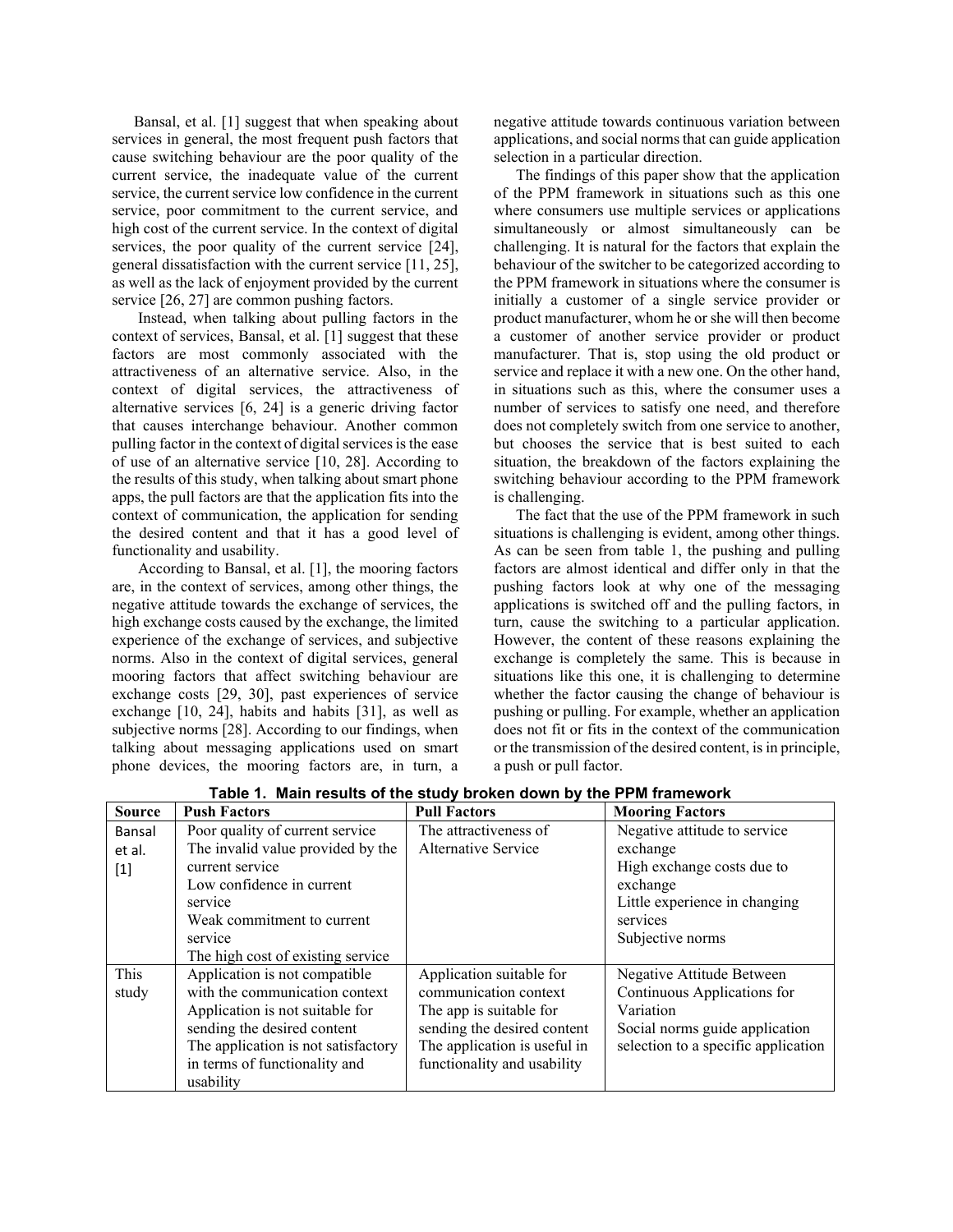Bansal, et al. [1] suggest that when speaking about services in general, the most frequent push factors that cause switching behaviour are the poor quality of the current service, the inadequate value of the current service, the current service low confidence in the current service, poor commitment to the current service, and high cost of the current service. In the context of digital services, the poor quality of the current service [24], general dissatisfaction with the current service [11, 25], as well as the lack of enjoyment provided by the current service [26, 27] are common pushing factors.

Instead, when talking about pulling factors in the context of services, Bansal, et al. [1] suggest that these factors are most commonly associated with the attractiveness of an alternative service. Also, in the context of digital services, the attractiveness of alternative services [6, 24] is a generic driving factor that causes interchange behaviour. Another common pulling factor in the context of digital services is the ease of use of an alternative service [10, 28]. According to the results of this study, when talking about smart phone apps, the pull factors are that the application fits into the context of communication, the application for sending the desired content and that it has a good level of functionality and usability.

According to Bansal, et al. [1], the mooring factors are, in the context of services, among other things, the negative attitude towards the exchange of services, the high exchange costs caused by the exchange, the limited experience of the exchange of services, and subjective norms. Also in the context of digital services, general mooring factors that affect switching behaviour are exchange costs [29, 30], past experiences of service exchange [10, 24], habits and habits [31], as well as subjective norms [28]. According to our findings, when talking about messaging applications used on smart phone devices, the mooring factors are, in turn, a negative attitude towards continuous variation between applications, and social norms that can guide application selection in a particular direction.

The findings of this paper show that the application of the PPM framework in situations such as this one where consumers use multiple services or applications simultaneously or almost simultaneously can be challenging. It is natural for the factors that explain the behaviour of the switcher to be categorized according to the PPM framework in situations where the consumer is initially a customer of a single service provider or product manufacturer, whom he or she will then become a customer of another service provider or product manufacturer. That is, stop using the old product or service and replace it with a new one. On the other hand, in situations such as this, where the consumer uses a number of services to satisfy one need, and therefore does not completely switch from one service to another, but chooses the service that is best suited to each situation, the breakdown of the factors explaining the switching behaviour according to the PPM framework is challenging.

The fact that the use of the PPM framework in such situations is challenging is evident, among other things. As can be seen from table 1, the pushing and pulling factors are almost identical and differ only in that the pushing factors look at why one of the messaging applications is switched off and the pulling factors, in turn, cause the switching to a particular application. However, the content of these reasons explaining the exchange is completely the same. This is because in situations like this one, it is challenging to determine whether the factor causing the change of behaviour is pushing or pulling. For example, whether an application does not fit or fits in the context of the communication or the transmission of the desired content, is in principle, a push or pull factor.

**Table 1. Main results of the study broken down by the PPM framework**

| Source | Push Factors | Pull Factors | Mooring Factors |
|---|---|---|---|
| Bansal et al. [1] | Poor quality of current service<br>The invalid value provided by the current service<br>Low confidence in current service<br>Weak commitment to current service<br>The high cost of existing service | The attractiveness of Alternative Service | Negative attitude to service exchange<br>High exchange costs due to exchange<br>Little experience in changing services<br>Subjective norms |
| This study | Application is not compatible with the communication context<br>Application is not suitable for sending the desired content<br>The application is not satisfactory in terms of functionality and usability | Application suitable for communication context<br>The app is suitable for sending the desired content<br>The application is useful in functionality and usability | Negative Attitude Between Continuous Applications for Variation<br>Social norms guide application selection to a specific application |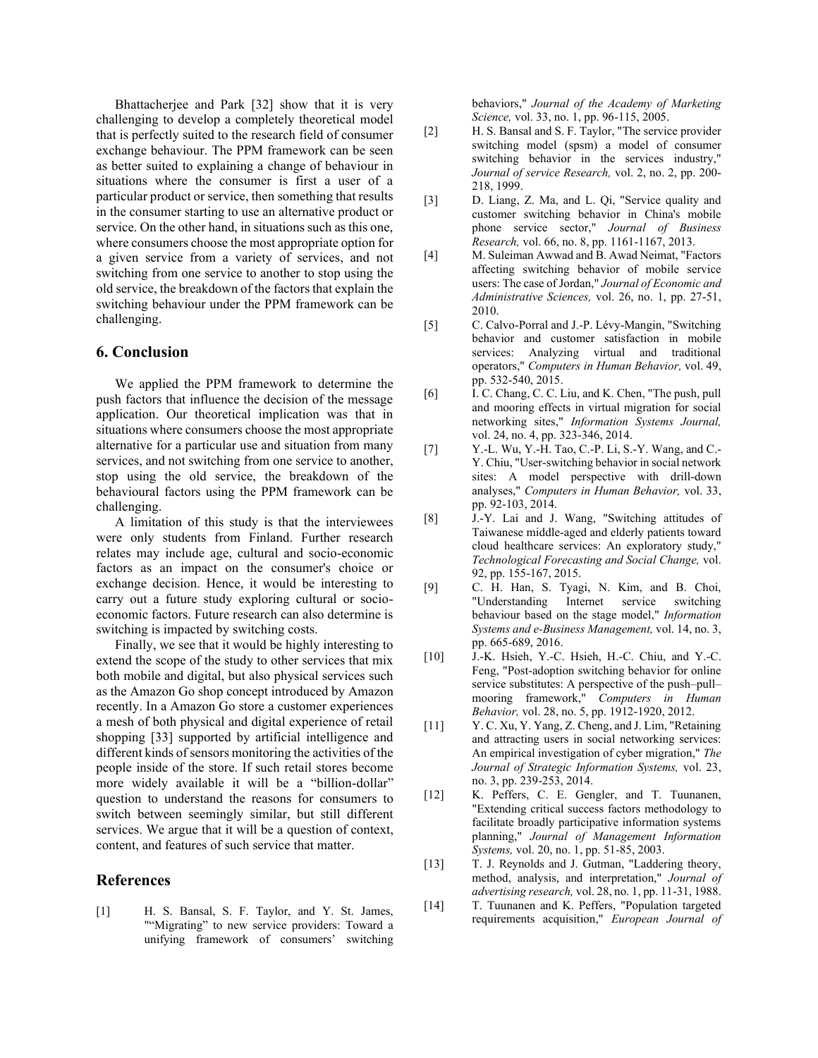Bhattacherjee and Park [32] show that it is very challenging to develop a completely theoretical model that is perfectly suited to the research field of consumer exchange behaviour. The PPM framework can be seen as better suited to explaining a change of behaviour in situations where the consumer is first a user of a particular product or service, then something that results in the consumer starting to use an alternative product or service. On the other hand, in situations such as this one, where consumers choose the most appropriate option for a given service from a variety of services, and not switching from one service to another to stop using the old service, the breakdown of the factors that explain the switching behaviour under the PPM framework can be challenging.

## 6. Conclusion

We applied the PPM framework to determine the push factors that influence the decision of the message application. Our theoretical implication was that in situations where consumers choose the most appropriate alternative for a particular use and situation from many services, and not switching from one service to another, stop using the old service, the breakdown of the behavioural factors using the PPM framework can be challenging.

A limitation of this study is that the interviewees were only students from Finland. Further research relates may include age, cultural and socio-economic factors as an impact on the consumer's choice or exchange decision. Hence, it would be interesting to carry out a future study exploring cultural or socio-economic factors. Future research can also determine is switching is impacted by switching costs.

Finally, we see that it would be highly interesting to extend the scope of the study to other services that mix both mobile and digital, but also physical services such as the Amazon Go shop concept introduced by Amazon recently. In a Amazon Go store a customer experiences a mesh of both physical and digital experience of retail shopping [33] supported by artificial intelligence and different kinds of sensors monitoring the activities of the people inside of the store. If such retail stores become more widely available it will be a "billion-dollar" question to understand the reasons for consumers to switch between seemingly similar, but still different services. We argue that it will be a question of context, content, and features of such service that matter.

## References

[1] H. S. Bansal, S. F. Taylor, and Y. St. James, ""Migrating" to new service providers: Toward a unifying framework of consumers' switching behaviors," *Journal of the Academy of Marketing Science,* vol. 33, no. 1, pp. 96-115, 2005.

[2] H. S. Bansal and S. F. Taylor, "The service provider switching model (spsm) a model of consumer switching behavior in the services industry," *Journal of service Research,* vol. 2, no. 2, pp. 200-218, 1999.

[3] D. Liang, Z. Ma, and L. Qi, "Service quality and customer switching behavior in China's mobile phone service sector," *Journal of Business Research,* vol. 66, no. 8, pp. 1161-1167, 2013.

[4] M. Suleiman Awwad and B. Awad Neimat, "Factors affecting switching behavior of mobile service users: The case of Jordan," *Journal of Economic and Administrative Sciences,* vol. 26, no. 1, pp. 27-51, 2010.

[5] C. Calvo-Porral and J.-P. Lévy-Mangin, "Switching behavior and customer satisfaction in mobile services: Analyzing virtual and traditional operators," *Computers in Human Behavior,* vol. 49, pp. 532-540, 2015.

[6] I. C. Chang, C. C. Liu, and K. Chen, "The push, pull and mooring effects in virtual migration for social networking sites," *Information Systems Journal,* vol. 24, no. 4, pp. 323-346, 2014.

[7] Y.-L. Wu, Y.-H. Tao, C.-P. Li, S.-Y. Wang, and C.-Y. Chiu, "User-switching behavior in social network sites: A model perspective with drill-down analyses," *Computers in Human Behavior,* vol. 33, pp. 92-103, 2014.

[8] J.-Y. Lai and J. Wang, "Switching attitudes of Taiwanese middle-aged and elderly patients toward cloud healthcare services: An exploratory study," *Technological Forecasting and Social Change,* vol. 92, pp. 155-167, 2015.

[9] C. H. Han, S. Tyagi, N. Kim, and B. Choi, "Understanding Internet service switching behaviour based on the stage model," *Information Systems and e-Business Management,* vol. 14, no. 3, pp. 665-689, 2016.

[10] J.-K. Hsieh, Y.-C. Hsieh, H.-C. Chiu, and Y.-C. Feng, "Post-adoption switching behavior for online service substitutes: A perspective of the push–pull–mooring framework," *Computers in Human Behavior,* vol. 28, no. 5, pp. 1912-1920, 2012.

[11] Y. C. Xu, Y. Yang, Z. Cheng, and J. Lim, "Retaining and attracting users in social networking services: An empirical investigation of cyber migration," *The Journal of Strategic Information Systems,* vol. 23, no. 3, pp. 239-253, 2014.

[12] K. Peffers, C. E. Gengler, and T. Tuunanen, "Extending critical success factors methodology to facilitate broadly participative information systems planning," *Journal of Management Information Systems,* vol. 20, no. 1, pp. 51-85, 2003.

[13] T. J. Reynolds and J. Gutman, "Laddering theory, method, analysis, and interpretation," *Journal of advertising research,* vol. 28, no. 1, pp. 11-31, 1988.

[14] T. Tuunanen and K. Peffers, "Population targeted requirements acquisition," *European Journal of*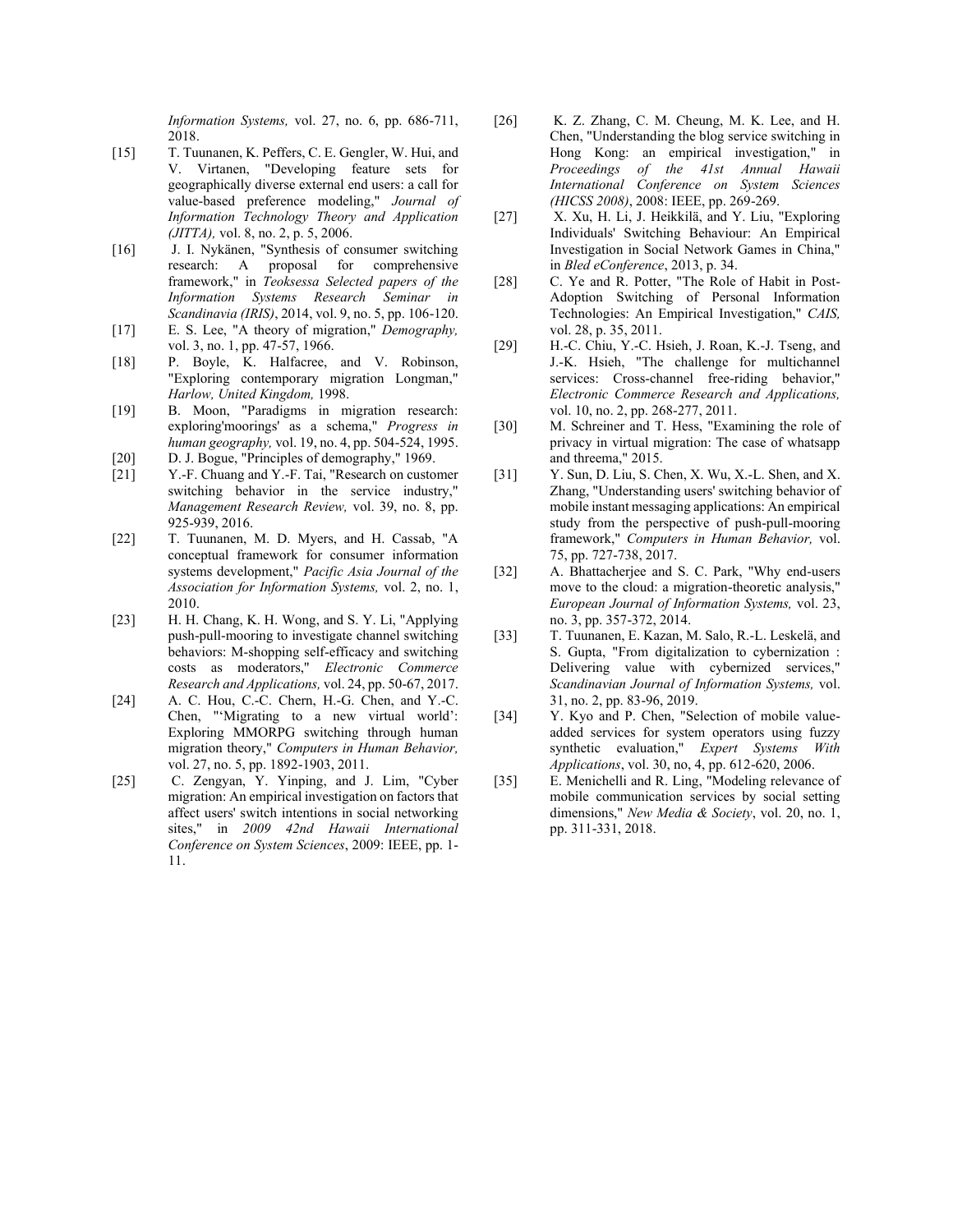*Information Systems,* vol. 27, no. 6, pp. 686-711, 2018.

[15] T. Tuunanen, K. Peffers, C. E. Gengler, W. Hui, and V. Virtanen, "Developing feature sets for geographically diverse external end users: a call for value-based preference modeling," *Journal of Information Technology Theory and Application (JITTA),* vol. 8, no. 2, p. 5, 2006.

[16] J. I. Nykänen, "Synthesis of consumer switching research: A proposal for comprehensive framework," in *Teoksessa Selected papers of the Information Systems Research Seminar in Scandinavia (IRIS)*, 2014, vol. 9, no. 5, pp. 106-120.

[17] E. S. Lee, "A theory of migration," *Demography,* vol. 3, no. 1, pp. 47-57, 1966.

[18] P. Boyle, K. Halfacree, and V. Robinson, "Exploring contemporary migration Longman," *Harlow, United Kingdom,* 1998.

[19] B. Moon, "Paradigms in migration research: exploring'moorings' as a schema," *Progress in human geography,* vol. 19, no. 4, pp. 504-524, 1995.

[20] D. J. Bogue, "Principles of demography," 1969.

[21] Y.-F. Chuang and Y.-F. Tai, "Research on customer switching behavior in the service industry," *Management Research Review,* vol. 39, no. 8, pp. 925-939, 2016.

[22] T. Tuunanen, M. D. Myers, and H. Cassab, "A conceptual framework for consumer information systems development," *Pacific Asia Journal of the Association for Information Systems,* vol. 2, no. 1, 2010.

[23] H. H. Chang, K. H. Wong, and S. Y. Li, "Applying push-pull-mooring to investigate channel switching behaviors: M-shopping self-efficacy and switching costs as moderators," *Electronic Commerce Research and Applications,* vol. 24, pp. 50-67, 2017.

[24] A. C. Hou, C.-C. Chern, H.-G. Chen, and Y.-C. Chen, "'Migrating to a new virtual world': Exploring MMORPG switching through human migration theory," *Computers in Human Behavior,* vol. 27, no. 5, pp. 1892-1903, 2011.

[25] C. Zengyan, Y. Yinping, and J. Lim, "Cyber migration: An empirical investigation on factors that affect users' switch intentions in social networking sites," in *2009 42nd Hawaii International Conference on System Sciences*, 2009: IEEE, pp. 1-11.

[26] K. Z. Zhang, C. M. Cheung, M. K. Lee, and H. Chen, "Understanding the blog service switching in Hong Kong: an empirical investigation," in *Proceedings of the 41st Annual Hawaii International Conference on System Sciences (HICSS 2008)*, 2008: IEEE, pp. 269-269.

[27] X. Xu, H. Li, J. Heikkilä, and Y. Liu, "Exploring Individuals' Switching Behaviour: An Empirical Investigation in Social Network Games in China," in *Bled eConference*, 2013, p. 34.

[28] C. Ye and R. Potter, "The Role of Habit in Post-Adoption Switching of Personal Information Technologies: An Empirical Investigation," *CAIS,* vol. 28, p. 35, 2011.

[29] H.-C. Chiu, Y.-C. Hsieh, J. Roan, K.-J. Tseng, and J.-K. Hsieh, "The challenge for multichannel services: Cross-channel free-riding behavior," *Electronic Commerce Research and Applications,* vol. 10, no. 2, pp. 268-277, 2011.

[30] M. Schreiner and T. Hess, "Examining the role of privacy in virtual migration: The case of whatsapp and threema," 2015.

[31] Y. Sun, D. Liu, S. Chen, X. Wu, X.-L. Shen, and X. Zhang, "Understanding users' switching behavior of mobile instant messaging applications: An empirical study from the perspective of push-pull-mooring framework," *Computers in Human Behavior,* vol. 75, pp. 727-738, 2017.

[32] A. Bhattacherjee and S. C. Park, "Why end-users move to the cloud: a migration-theoretic analysis," *European Journal of Information Systems,* vol. 23, no. 3, pp. 357-372, 2014.

[33] T. Tuunanen, E. Kazan, M. Salo, R.-L. Leskelä, and S. Gupta, "From digitalization to cybernization : Delivering value with cybernized services," *Scandinavian Journal of Information Systems,* vol. 31, no. 2, pp. 83-96, 2019.

[34] Y. Kyo and P. Chen, "Selection of mobile value-added services for system operators using fuzzy synthetic evaluation," *Expert Systems With Applications*, vol. 30, no, 4, pp. 612-620, 2006.

[35] E. Menichelli and R. Ling, "Modeling relevance of mobile communication services by social setting dimensions," *New Media & Society*, vol. 20, no. 1, pp. 311-331, 2018.